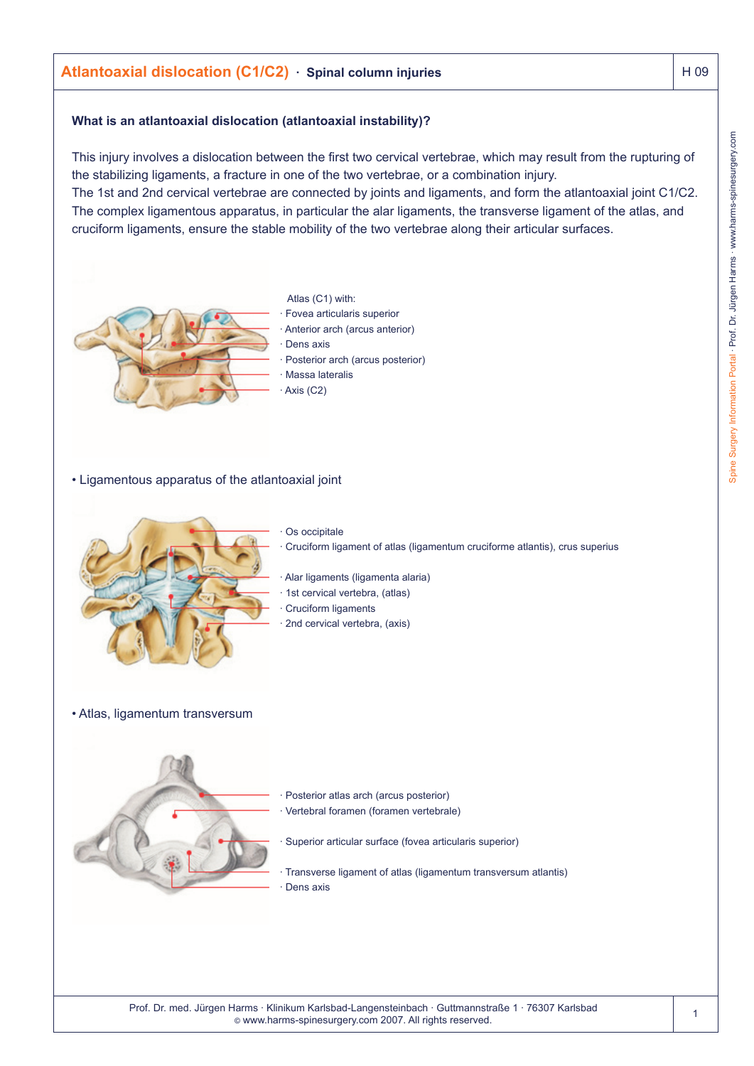# Atlantoaxial dislocation (C1/C2) · Spinal column injuries

H 09

**What is an atlantoaxial dislocation (atlantoaxial instability)?**

This injury involves a dislocation between the first two cervical vertebrae, which may result from the rupturing of the stabilizing ligaments, a fracture in one of the two vertebrae, or a combination injury.
The 1st and 2nd cervical vertebrae are connected by joints and ligaments, and form the atlantoaxial joint C1/C2. The complex ligamentous apparatus, in particular the alar ligaments, the transverse ligament of the atlas, and cruciform ligaments, ensure the stable mobility of the two vertebrae along their articular surfaces.

Atlas (C1) with:
- Fovea articularis superior
- Anterior arch (arcus anterior)
- Dens axis
- Posterior arch (arcus posterior)
- Massa lateralis
- Axis (C2)

• Ligamentous apparatus of the atlantoaxial joint

- Os occipitale
- Cruciform ligament of atlas (ligamentum cruciforme atlantis), crus superius
- Alar ligaments (ligamenta alaria)
- 1st cervical vertebra, (atlas)
- Cruciform ligaments
- 2nd cervical vertebra, (axis)

• Atlas, ligamentum transversum

- Posterior atlas arch (arcus posterior)
- Vertebral foramen (foramen vertebrale)
- Superior articular surface (fovea articularis superior)
- Transverse ligament of atlas (ligamentum transversum atlantis)
- Dens axis

Prof. Dr. med. Jürgen Harms · Klinikum Karlsbad-Langensteinbach · Guttmannstraße 1 · 76307 Karlsbad
© www.harms-spinesurgery.com 2007. All rights reserved.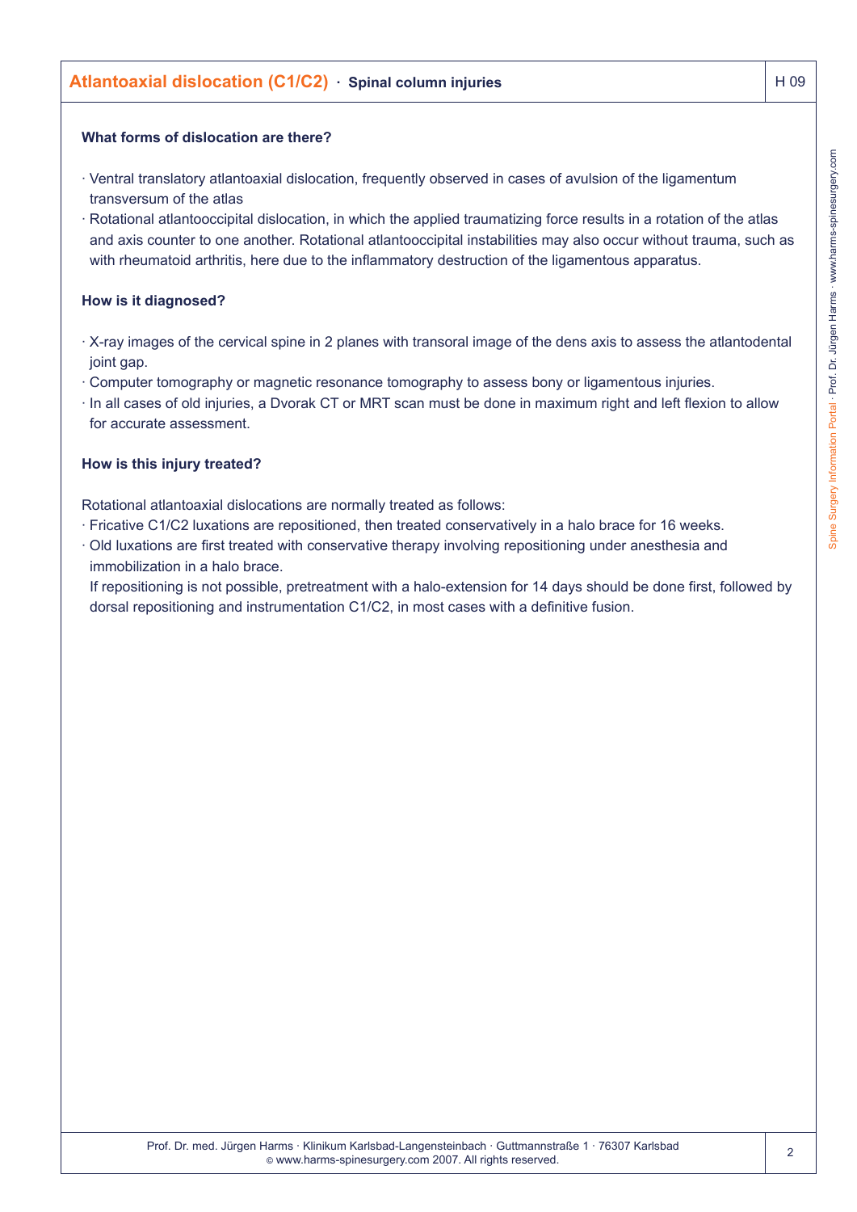## What forms of dislocation are there?

- Ventral translatory atlantoaxial dislocation, frequently observed in cases of avulsion of the ligamentum transversum of the atlas
- Rotational atlantooccipital dislocation, in which the applied traumatizing force results in a rotation of the atlas and axis counter to one another. Rotational atlantooccipital instabilities may also occur without trauma, such as with rheumatoid arthritis, here due to the inflammatory destruction of the ligamentous apparatus.

## How is it diagnosed?

- X-ray images of the cervical spine in 2 planes with transoral image of the dens axis to assess the atlantodental joint gap.
- Computer tomography or magnetic resonance tomography to assess bony or ligamentous injuries.
- In all cases of old injuries, a Dvorak CT or MRT scan must be done in maximum right and left flexion to allow for accurate assessment.

## How is this injury treated?

Rotational atlantoaxial dislocations are normally treated as follows:

- Fricative C1/C2 luxations are repositioned, then treated conservatively in a halo brace for 16 weeks.
- Old luxations are first treated with conservative therapy involving repositioning under anesthesia and immobilization in a halo brace.

  If repositioning is not possible, pretreatment with a halo-extension for 14 days should be done first, followed by dorsal repositioning and instrumentation C1/C2, in most cases with a definitive fusion.